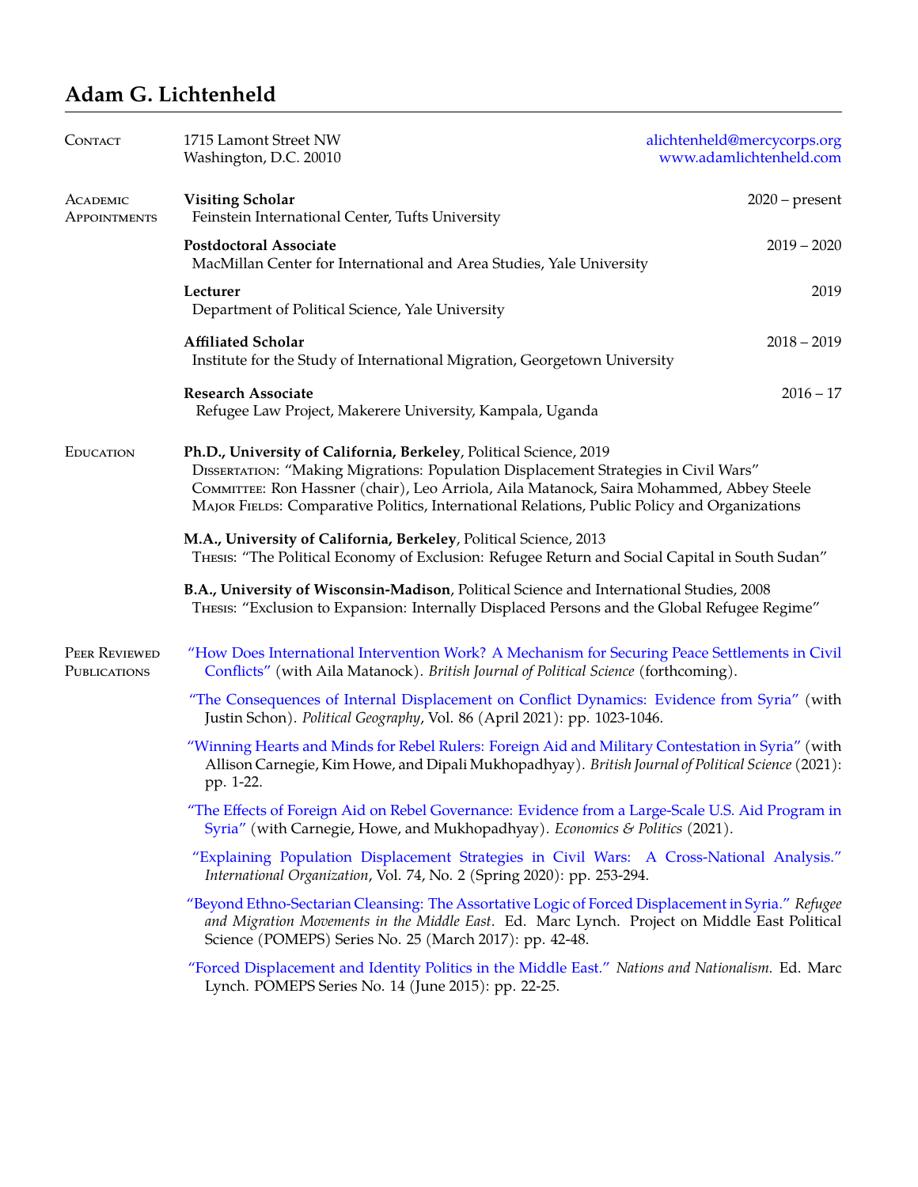# Adam G. Lichtenheld

## Contact

1715 Lamont Street NW
Washington, D.C. 20010

alichtenheld@mercycorps.org
www.adamlichtenheld.com

## Academic Appointments

**Visiting Scholar** — 2020 – present
Feinstein International Center, Tufts University

**Postdoctoral Associate** — 2019 – 2020
MacMillan Center for International and Area Studies, Yale University

**Lecturer** — 2019
Department of Political Science, Yale University

**Affiliated Scholar** — 2018 – 2019
Institute for the Study of International Migration, Georgetown University

**Research Associate** — 2016 – 17
Refugee Law Project, Makerere University, Kampala, Uganda

## Education

**Ph.D., University of California, Berkeley**, Political Science, 2019
Dissertation: "Making Migrations: Population Displacement Strategies in Civil Wars"
Committee: Ron Hassner (chair), Leo Arriola, Aila Matanock, Saira Mohammed, Abbey Steele
Major Fields: Comparative Politics, International Relations, Public Policy and Organizations

**M.A., University of California, Berkeley**, Political Science, 2013
Thesis: "The Political Economy of Exclusion: Refugee Return and Social Capital in South Sudan"

**B.A., University of Wisconsin-Madison**, Political Science and International Studies, 2008
Thesis: "Exclusion to Expansion: Internally Displaced Persons and the Global Refugee Regime"

## Peer Reviewed Publications

"How Does International Intervention Work? A Mechanism for Securing Peace Settlements in Civil Conflicts" (with Aila Matanock). *British Journal of Political Science* (forthcoming).

"The Consequences of Internal Displacement on Conflict Dynamics: Evidence from Syria" (with Justin Schon). *Political Geography*, Vol. 86 (April 2021): pp. 1023-1046.

"Winning Hearts and Minds for Rebel Rulers: Foreign Aid and Military Contestation in Syria" (with Allison Carnegie, Kim Howe, and Dipali Mukhopadhyay). *British Journal of Political Science* (2021): pp. 1-22.

"The Effects of Foreign Aid on Rebel Governance: Evidence from a Large-Scale U.S. Aid Program in Syria" (with Carnegie, Howe, and Mukhopadhyay). *Economics & Politics* (2021).

"Explaining Population Displacement Strategies in Civil Wars: A Cross-National Analysis." *International Organization*, Vol. 74, No. 2 (Spring 2020): pp. 253-294.

"Beyond Ethno-Sectarian Cleansing: The Assortative Logic of Forced Displacement in Syria." *Refugee and Migration Movements in the Middle East*. Ed. Marc Lynch. Project on Middle East Political Science (POMEPS) Series No. 25 (March 2017): pp. 42-48.

"Forced Displacement and Identity Politics in the Middle East." *Nations and Nationalism.* Ed. Marc Lynch. POMEPS Series No. 14 (June 2015): pp. 22-25.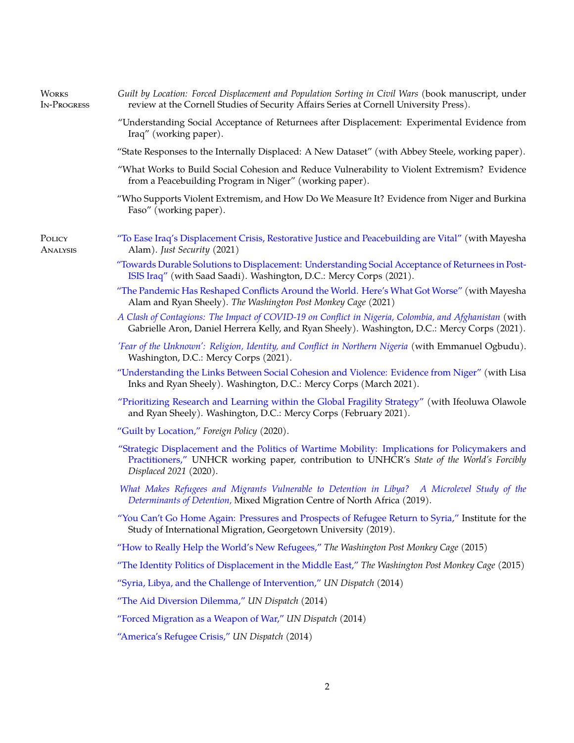## Works In-Progress

*Guilt by Location: Forced Displacement and Population Sorting in Civil Wars* (book manuscript, under review at the Cornell Studies of Security Affairs Series at Cornell University Press).

"Understanding Social Acceptance of Returnees after Displacement: Experimental Evidence from Iraq" (working paper).

"State Responses to the Internally Displaced: A New Dataset" (with Abbey Steele, working paper).

"What Works to Build Social Cohesion and Reduce Vulnerability to Violent Extremism? Evidence from a Peacebuilding Program in Niger" (working paper).

"Who Supports Violent Extremism, and How Do We Measure It? Evidence from Niger and Burkina Faso" (working paper).

## Policy Analysis

"To Ease Iraq's Displacement Crisis, Restorative Justice and Peacebuilding are Vital" (with Mayesha Alam). *Just Security* (2021)

"Towards Durable Solutions to Displacement: Understanding Social Acceptance of Returnees in Post-ISIS Iraq" (with Saad Saadi). Washington, D.C.: Mercy Corps (2021).

"The Pandemic Has Reshaped Conflicts Around the World. Here's What Got Worse" (with Mayesha Alam and Ryan Sheely). *The Washington Post Monkey Cage* (2021)

*A Clash of Contagions: The Impact of COVID-19 on Conflict in Nigeria, Colombia, and Afghanistan* (with Gabrielle Aron, Daniel Herrera Kelly, and Ryan Sheely). Washington, D.C.: Mercy Corps (2021).

*'Fear of the Unknown': Religion, Identity, and Conflict in Northern Nigeria* (with Emmanuel Ogbudu). Washington, D.C.: Mercy Corps (2021).

"Understanding the Links Between Social Cohesion and Violence: Evidence from Niger" (with Lisa Inks and Ryan Sheely). Washington, D.C.: Mercy Corps (March 2021).

"Prioritizing Research and Learning within the Global Fragility Strategy" (with Ifeoluwa Olawole and Ryan Sheely). Washington, D.C.: Mercy Corps (February 2021).

"Guilt by Location," *Foreign Policy* (2020).

"Strategic Displacement and the Politics of Wartime Mobility: Implications for Policymakers and Practitioners," UNHCR working paper, contribution to UNHCR's *State of the World's Forcibly Displaced 2021* (2020).

*What Makes Refugees and Migrants Vulnerable to Detention in Libya? A Microlevel Study of the Determinants of Detention,* Mixed Migration Centre of North Africa (2019).

"You Can't Go Home Again: Pressures and Prospects of Refugee Return to Syria," Institute for the Study of International Migration, Georgetown University (2019).

"How to Really Help the World's New Refugees," *The Washington Post Monkey Cage* (2015)

"The Identity Politics of Displacement in the Middle East," *The Washington Post Monkey Cage* (2015)

"Syria, Libya, and the Challenge of Intervention," *UN Dispatch* (2014)

"The Aid Diversion Dilemma," *UN Dispatch* (2014)

"Forced Migration as a Weapon of War," *UN Dispatch* (2014)

"America's Refugee Crisis," *UN Dispatch* (2014)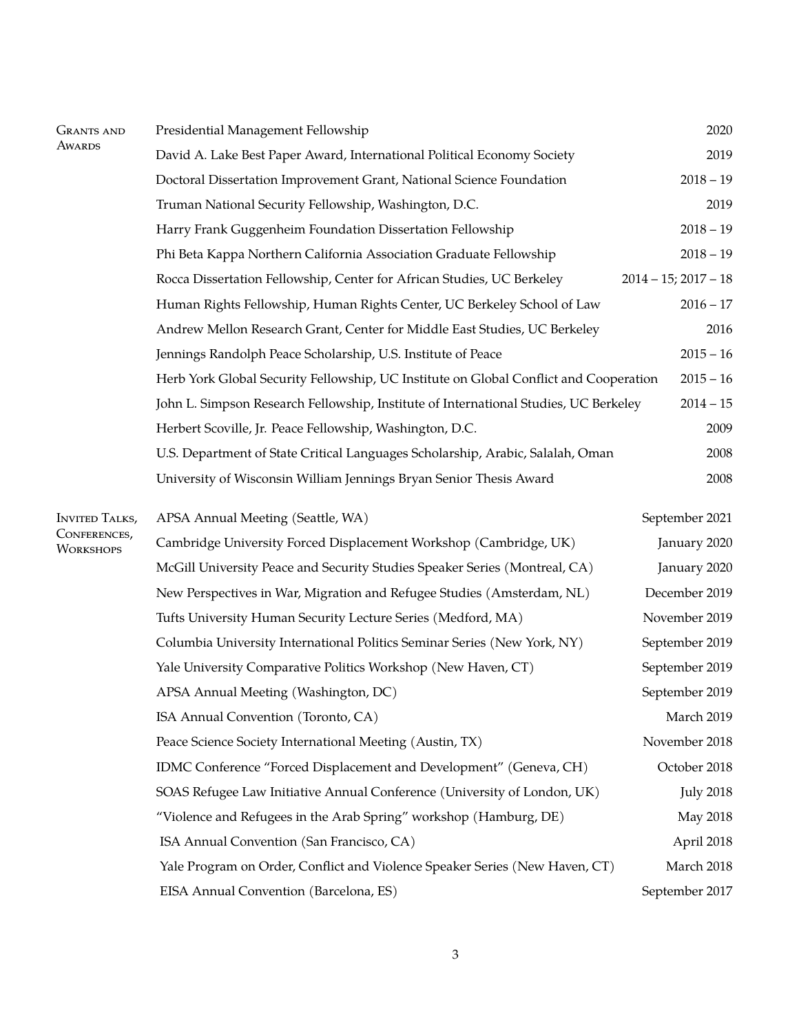## Grants and Awards

| | |
|---|---|
| Presidential Management Fellowship | 2020 |
| David A. Lake Best Paper Award, International Political Economy Society | 2019 |
| Doctoral Dissertation Improvement Grant, National Science Foundation | 2018 – 19 |
| Truman National Security Fellowship, Washington, D.C. | 2019 |
| Harry Frank Guggenheim Foundation Dissertation Fellowship | 2018 – 19 |
| Phi Beta Kappa Northern California Association Graduate Fellowship | 2018 – 19 |
| Rocca Dissertation Fellowship, Center for African Studies, UC Berkeley | 2014 – 15; 2017 – 18 |
| Human Rights Fellowship, Human Rights Center, UC Berkeley School of Law | 2016 – 17 |
| Andrew Mellon Research Grant, Center for Middle East Studies, UC Berkeley | 2016 |
| Jennings Randolph Peace Scholarship, U.S. Institute of Peace | 2015 – 16 |
| Herb York Global Security Fellowship, UC Institute on Global Conflict and Cooperation | 2015 – 16 |
| John L. Simpson Research Fellowship, Institute of International Studies, UC Berkeley | 2014 – 15 |
| Herbert Scoville, Jr. Peace Fellowship, Washington, D.C. | 2009 |
| U.S. Department of State Critical Languages Scholarship, Arabic, Salalah, Oman | 2008 |
| University of Wisconsin William Jennings Bryan Senior Thesis Award | 2008 |

## Invited Talks, Conferences, Workshops

| | |
|---|---|
| APSA Annual Meeting (Seattle, WA) | September 2021 |
| Cambridge University Forced Displacement Workshop (Cambridge, UK) | January 2020 |
| McGill University Peace and Security Studies Speaker Series (Montreal, CA) | January 2020 |
| New Perspectives in War, Migration and Refugee Studies (Amsterdam, NL) | December 2019 |
| Tufts University Human Security Lecture Series (Medford, MA) | November 2019 |
| Columbia University International Politics Seminar Series (New York, NY) | September 2019 |
| Yale University Comparative Politics Workshop (New Haven, CT) | September 2019 |
| APSA Annual Meeting (Washington, DC) | September 2019 |
| ISA Annual Convention (Toronto, CA) | March 2019 |
| Peace Science Society International Meeting (Austin, TX) | November 2018 |
| IDMC Conference "Forced Displacement and Development" (Geneva, CH) | October 2018 |
| SOAS Refugee Law Initiative Annual Conference (University of London, UK) | July 2018 |
| "Violence and Refugees in the Arab Spring" workshop (Hamburg, DE) | May 2018 |
| ISA Annual Convention (San Francisco, CA) | April 2018 |
| Yale Program on Order, Conflict and Violence Speaker Series (New Haven, CT) | March 2018 |
| EISA Annual Convention (Barcelona, ES) | September 2017 |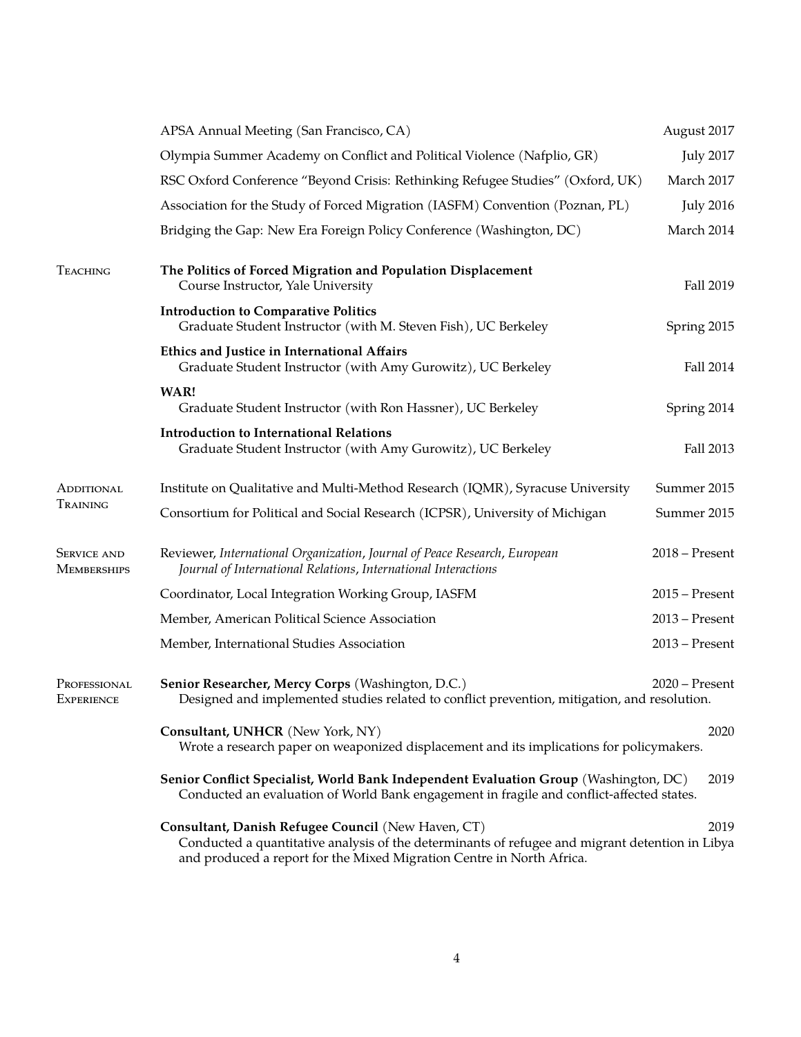APSA Annual Meeting (San Francisco, CA) — August 2017

Olympia Summer Academy on Conflict and Political Violence (Nafplio, GR) — July 2017

RSC Oxford Conference "Beyond Crisis: Rethinking Refugee Studies" (Oxford, UK) — March 2017

Association for the Study of Forced Migration (IASFM) Convention (Poznan, PL) — July 2016

Bridging the Gap: New Era Foreign Policy Conference (Washington, DC) — March 2014

## Teaching

**The Politics of Forced Migration and Population Displacement**
Course Instructor, Yale University — Fall 2019

**Introduction to Comparative Politics**
Graduate Student Instructor (with M. Steven Fish), UC Berkeley — Spring 2015

**Ethics and Justice in International Affairs**
Graduate Student Instructor (with Amy Gurowitz), UC Berkeley — Fall 2014

**WAR!**
Graduate Student Instructor (with Ron Hassner), UC Berkeley — Spring 2014

**Introduction to International Relations**
Graduate Student Instructor (with Amy Gurowitz), UC Berkeley — Fall 2013

## Additional Training

Institute on Qualitative and Multi-Method Research (IQMR), Syracuse University — Summer 2015

Consortium for Political and Social Research (ICPSR), University of Michigan — Summer 2015

## Service and Memberships

Reviewer, *International Organization*, *Journal of Peace Research*, *European Journal of International Relations*, *International Interactions* — 2018 – Present

Coordinator, Local Integration Working Group, IASFM — 2015 – Present

Member, American Political Science Association — 2013 – Present

Member, International Studies Association — 2013 – Present

## Professional Experience

**Senior Researcher, Mercy Corps** (Washington, D.C.) — 2020 – Present
Designed and implemented studies related to conflict prevention, mitigation, and resolution.

**Consultant, UNHCR** (New York, NY) — 2020
Wrote a research paper on weaponized displacement and its implications for policymakers.

**Senior Conflict Specialist, World Bank Independent Evaluation Group** (Washington, DC) — 2019
Conducted an evaluation of World Bank engagement in fragile and conflict-affected states.

**Consultant, Danish Refugee Council** (New Haven, CT) — 2019
Conducted a quantitative analysis of the determinants of refugee and migrant detention in Libya and produced a report for the Mixed Migration Centre in North Africa.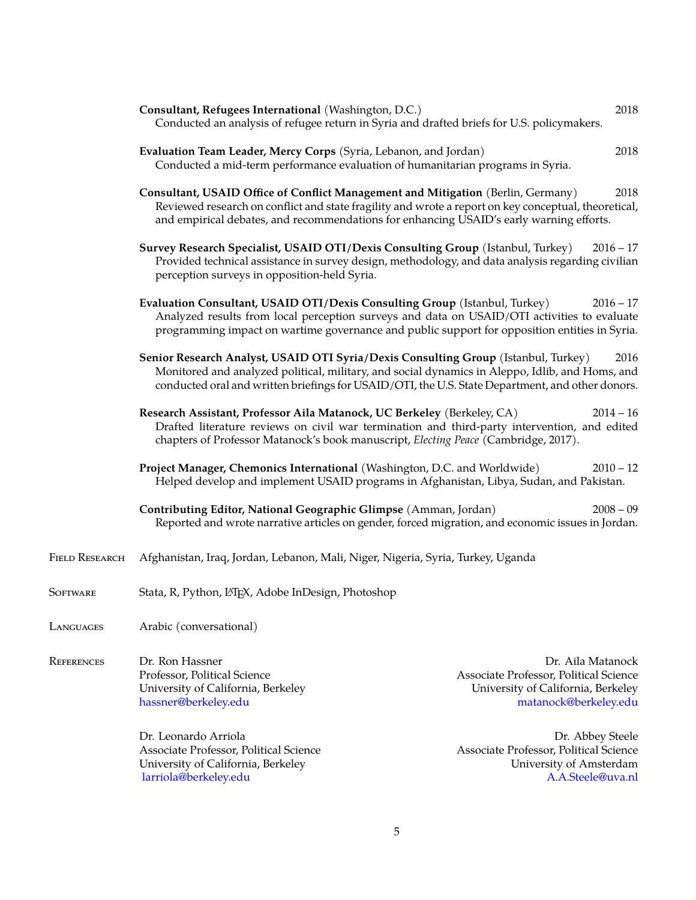**Consultant, Refugees International** (Washington, D.C.) 2018
Conducted an analysis of refugee return in Syria and drafted briefs for U.S. policymakers.

**Evaluation Team Leader, Mercy Corps** (Syria, Lebanon, and Jordan) 2018
Conducted a mid-term performance evaluation of humanitarian programs in Syria.

**Consultant, USAID Office of Conflict Management and Mitigation** (Berlin, Germany) 2018
Reviewed research on conflict and state fragility and wrote a report on key conceptual, theoretical, and empirical debates, and recommendations for enhancing USAID's early warning efforts.

**Survey Research Specialist, USAID OTI/Dexis Consulting Group** (Istanbul, Turkey) 2016 – 17
Provided technical assistance in survey design, methodology, and data analysis regarding civilian perception surveys in opposition-held Syria.

**Evaluation Consultant, USAID OTI/Dexis Consulting Group** (Istanbul, Turkey) 2016 – 17
Analyzed results from local perception surveys and data on USAID/OTI activities to evaluate programming impact on wartime governance and public support for opposition entities in Syria.

**Senior Research Analyst, USAID OTI Syria/Dexis Consulting Group** (Istanbul, Turkey) 2016
Monitored and analyzed political, military, and social dynamics in Aleppo, Idlib, and Homs, and conducted oral and written briefings for USAID/OTI, the U.S. State Department, and other donors.

**Research Assistant, Professor Aila Matanock, UC Berkeley** (Berkeley, CA) 2014 – 16
Drafted literature reviews on civil war termination and third-party intervention, and edited chapters of Professor Matanock's book manuscript, *Electing Peace* (Cambridge, 2017).

**Project Manager, Chemonics International** (Washington, D.C. and Worldwide) 2010 – 12
Helped develop and implement USAID programs in Afghanistan, Libya, Sudan, and Pakistan.

**Contributing Editor, National Geographic Glimpse** (Amman, Jordan) 2008 – 09
Reported and wrote narrative articles on gender, forced migration, and economic issues in Jordan.

## Field Research

Afghanistan, Iraq, Jordan, Lebanon, Mali, Niger, Nigeria, Syria, Turkey, Uganda

## Software

Stata, R, Python, LaTeX, Adobe InDesign, Photoshop

## Languages

Arabic (conversational)

## References

Dr. Ron Hassner
Professor, Political Science
University of California, Berkeley
hassner@berkeley.edu

Dr. Aila Matanock
Associate Professor, Political Science
University of California, Berkeley
matanock@berkeley.edu

Dr. Leonardo Arriola
Associate Professor, Political Science
University of California, Berkeley
larriola@berkeley.edu

Dr. Abbey Steele
Associate Professor, Political Science
University of Amsterdam
A.A.Steele@uva.nl